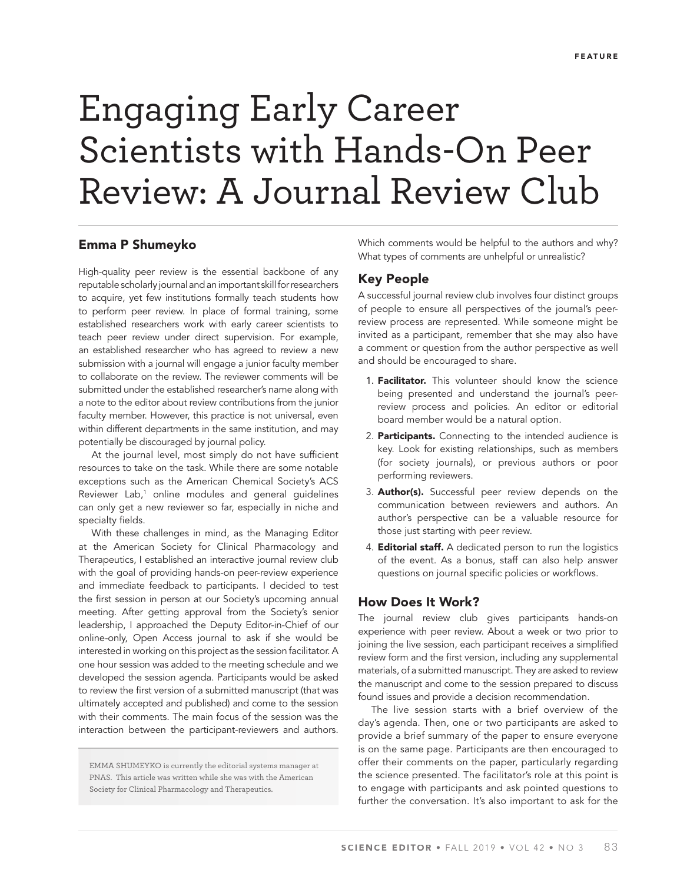FEATURE

# Engaging Early Career Scientists with Hands-On Peer Review: A Journal Review Club

**Emma P Shumeyko**

High-quality peer review is the essential backbone of any reputable scholarly journal and an important skill for researchers to acquire, yet few institutions formally teach students how to perform peer review. In place of formal training, some established researchers work with early career scientists to teach peer review under direct supervision. For example, an established researcher who has agreed to review a new submission with a journal will engage a junior faculty member to collaborate on the review. The reviewer comments will be submitted under the established researcher's name along with a note to the editor about review contributions from the junior faculty member. However, this practice is not universal, even within different departments in the same institution, and may potentially be discouraged by journal policy.

At the journal level, most simply do not have sufficient resources to take on the task. While there are some notable exceptions such as the American Chemical Society's ACS Reviewer Lab,[1] online modules and general guidelines can only get a new reviewer so far, especially in niche and specialty fields.

With these challenges in mind, as the Managing Editor at the American Society for Clinical Pharmacology and Therapeutics, I established an interactive journal review club with the goal of providing hands-on peer-review experience and immediate feedback to participants. I decided to test the first session in person at our Society's upcoming annual meeting. After getting approval from the Society's senior leadership, I approached the Deputy Editor-in-Chief of our online-only, Open Access journal to ask if she would be interested in working on this project as the session facilitator. A one hour session was added to the meeting schedule and we developed the session agenda. Participants would be asked to review the first version of a submitted manuscript (that was ultimately accepted and published) and come to the session with their comments. The main focus of the session was the interaction between the participant-reviewers and authors. Which comments would be helpful to the authors and why? What types of comments are unhelpful or unrealistic?

EMMA SHUMEYKO is currently the editorial systems manager at PNAS. This article was written while she was with the American Society for Clinical Pharmacology and Therapeutics.

## Key People

A successful journal review club involves four distinct groups of people to ensure all perspectives of the journal's peer-review process are represented. While someone might be invited as a participant, remember that she may also have a comment or question from the author perspective as well and should be encouraged to share.

1. **Facilitator.** This volunteer should know the science being presented and understand the journal's peer-review process and policies. An editor or editorial board member would be a natural option.
2. **Participants.** Connecting to the intended audience is key. Look for existing relationships, such as members (for society journals), or previous authors or poor performing reviewers.
3. **Author(s).** Successful peer review depends on the communication between reviewers and authors. An author's perspective can be a valuable resource for those just starting with peer review.
4. **Editorial staff.** A dedicated person to run the logistics of the event. As a bonus, staff can also help answer questions on journal specific policies or workflows.

## How Does It Work?

The journal review club gives participants hands-on experience with peer review. About a week or two prior to joining the live session, each participant receives a simplified review form and the first version, including any supplemental materials, of a submitted manuscript. They are asked to review the manuscript and come to the session prepared to discuss found issues and provide a decision recommendation.

The live session starts with a brief overview of the day's agenda. Then, one or two participants are asked to provide a brief summary of the paper to ensure everyone is on the same page. Participants are then encouraged to offer their comments on the paper, particularly regarding the science presented. The facilitator's role at this point is to engage with participants and ask pointed questions to further the conversation. It's also important to ask for the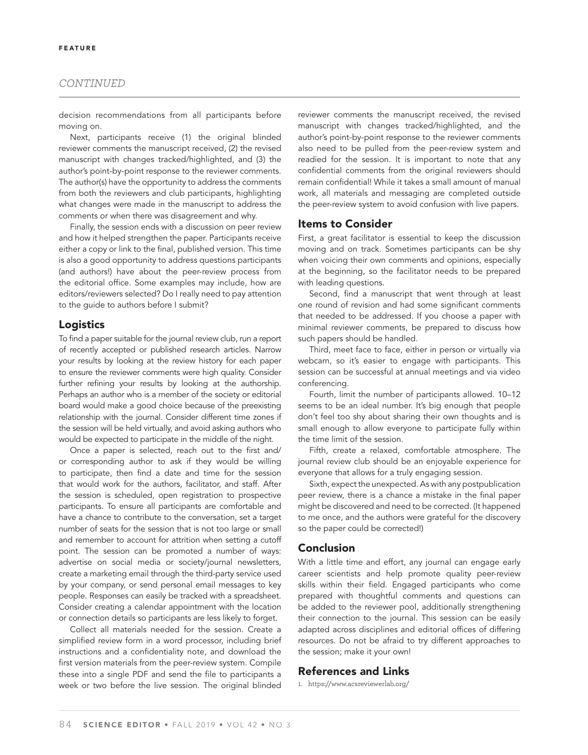decision recommendations from all participants before moving on.

Next, participants receive (1) the original blinded reviewer comments the manuscript received, (2) the revised manuscript with changes tracked/highlighted, and (3) the author's point-by-point response to the reviewer comments. The author(s) have the opportunity to address the comments from both the reviewers and club participants, highlighting what changes were made in the manuscript to address the comments or when there was disagreement and why.

Finally, the session ends with a discussion on peer review and how it helped strengthen the paper. Participants receive either a copy or link to the final, published version. This time is also a good opportunity to address questions participants (and authors!) have about the peer-review process from the editorial office. Some examples may include, how are editors/reviewers selected? Do I really need to pay attention to the guide to authors before I submit?

## Logistics

To find a paper suitable for the journal review club, run a report of recently accepted or published research articles. Narrow your results by looking at the review history for each paper to ensure the reviewer comments were high quality. Consider further refining your results by looking at the authorship. Perhaps an author who is a member of the society or editorial board would make a good choice because of the preexisting relationship with the journal. Consider different time zones if the session will be held virtually, and avoid asking authors who would be expected to participate in the middle of the night.

Once a paper is selected, reach out to the first and/or corresponding author to ask if they would be willing to participate, then find a date and time for the session that would work for the authors, facilitator, and staff. After the session is scheduled, open registration to prospective participants. To ensure all participants are comfortable and have a chance to contribute to the conversation, set a target number of seats for the session that is not too large or small and remember to account for attrition when setting a cutoff point. The session can be promoted a number of ways: advertise on social media or society/journal newsletters, create a marketing email through the third-party service used by your company, or send personal email messages to key people. Responses can easily be tracked with a spreadsheet. Consider creating a calendar appointment with the location or connection details so participants are less likely to forget.

Collect all materials needed for the session. Create a simplified review form in a word processor, including brief instructions and a confidentiality note, and download the first version materials from the peer-review system. Compile these into a single PDF and send the file to participants a week or two before the live session. The original blinded reviewer comments the manuscript received, the revised manuscript with changes tracked/highlighted, and the author's point-by-point response to the reviewer comments also need to be pulled from the peer-review system and readied for the session. It is important to note that any confidential comments from the original reviewers should remain confidential! While it takes a small amount of manual work, all materials and messaging are completed outside the peer-review system to avoid confusion with live papers.

## Items to Consider

First, a great facilitator is essential to keep the discussion moving and on track. Sometimes participants can be shy when voicing their own comments and opinions, especially at the beginning, so the facilitator needs to be prepared with leading questions.

Second, find a manuscript that went through at least one round of revision and had some significant comments that needed to be addressed. If you choose a paper with minimal reviewer comments, be prepared to discuss how such papers should be handled.

Third, meet face to face, either in person or virtually via webcam, so it's easier to engage with participants. This session can be successful at annual meetings and via video conferencing.

Fourth, limit the number of participants allowed. 10–12 seems to be an ideal number. It's big enough that people don't feel too shy about sharing their own thoughts and is small enough to allow everyone to participate fully within the time limit of the session.

Fifth, create a relaxed, comfortable atmosphere. The journal review club should be an enjoyable experience for everyone that allows for a truly engaging session.

Sixth, expect the unexpected. As with any postpublication peer review, there is a chance a mistake in the final paper might be discovered and need to be corrected. (It happened to me once, and the authors were grateful for the discovery so the paper could be corrected!)

## Conclusion

With a little time and effort, any journal can engage early career scientists and help promote quality peer-review skills within their field. Engaged participants who come prepared with thoughtful comments and questions can be added to the reviewer pool, additionally strengthening their connection to the journal. This session can be easily adapted across disciplines and editorial offices of differing resources. Do not be afraid to try different approaches to the session; make it your own!

## References and Links

1. https://www.acsreviewerlab.org/